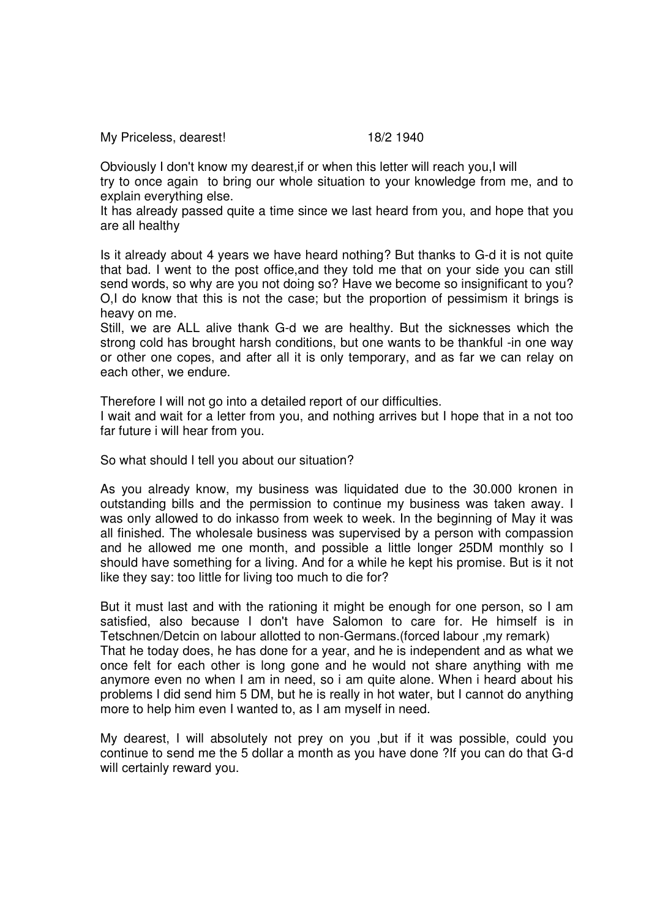My Priceless, dearest! 18/2 1940

Obviously I don't know my dearest,if or when this letter will reach you,I will try to once again to bring our whole situation to your knowledge from me, and to explain everything else.

It has already passed quite a time since we last heard from you, and hope that you are all healthy

Is it already about 4 years we have heard nothing? But thanks to G-d it is not quite that bad. I went to the post office,and they told me that on your side you can still send words, so why are you not doing so? Have we become so insignificant to you? O,I do know that this is not the case; but the proportion of pessimism it brings is heavy on me.

Still, we are ALL alive thank G-d we are healthy. But the sicknesses which the strong cold has brought harsh conditions, but one wants to be thankful -in one way or other one copes, and after all it is only temporary, and as far we can relay on each other, we endure.

Therefore I will not go into a detailed report of our difficulties.

I wait and wait for a letter from you, and nothing arrives but I hope that in a not too far future i will hear from you.

So what should I tell you about our situation?

As you already know, my business was liquidated due to the 30.000 kronen in outstanding bills and the permission to continue my business was taken away. I was only allowed to do inkasso from week to week. In the beginning of May it was all finished. The wholesale business was supervised by a person with compassion and he allowed me one month, and possible a little longer 25DM monthly so I should have something for a living. And for a while he kept his promise. But is it not like they say: too little for living too much to die for?

But it must last and with the rationing it might be enough for one person, so I am satisfied, also because I don't have Salomon to care for. He himself is in Tetschnen/Detcin on labour allotted to non-Germans.(forced labour ,my remark) That he today does, he has done for a year, and he is independent and as what we once felt for each other is long gone and he would not share anything with me anymore even no when I am in need, so i am quite alone. When i heard about his problems I did send him 5 DM, but he is really in hot water, but I cannot do anything more to help him even I wanted to, as I am myself in need.

My dearest, I will absolutely not prey on you ,but if it was possible, could you continue to send me the 5 dollar a month as you have done ?If you can do that G-d will certainly reward you.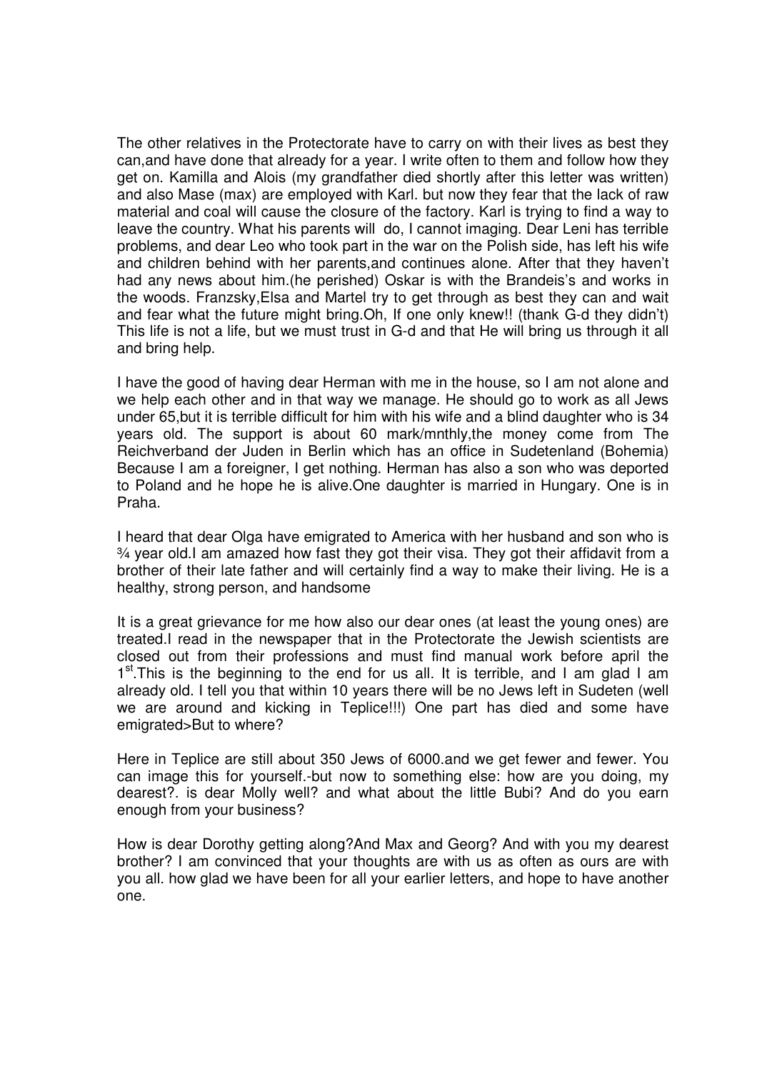The other relatives in the Protectorate have to carry on with their lives as best they can,and have done that already for a year. I write often to them and follow how they get on. Kamilla and Alois (my grandfather died shortly after this letter was written) and also Mase (max) are employed with Karl. but now they fear that the lack of raw material and coal will cause the closure of the factory. Karl is trying to find a way to leave the country. What his parents will do, I cannot imaging. Dear Leni has terrible problems, and dear Leo who took part in the war on the Polish side, has left his wife and children behind with her parents,and continues alone. After that they haven't had any news about him.(he perished) Oskar is with the Brandeis's and works in the woods. Franzsky,Elsa and Martel try to get through as best they can and wait and fear what the future might bring.Oh, If one only knew!! (thank G-d they didn't) This life is not a life, but we must trust in G-d and that He will bring us through it all and bring help.

I have the good of having dear Herman with me in the house, so I am not alone and we help each other and in that way we manage. He should go to work as all Jews under 65,but it is terrible difficult for him with his wife and a blind daughter who is 34 years old. The support is about 60 mark/mnthly,the money come from The Reichverband der Juden in Berlin which has an office in Sudetenland (Bohemia) Because I am a foreigner, I get nothing. Herman has also a son who was deported to Poland and he hope he is alive.One daughter is married in Hungary. One is in Praha.

I heard that dear Olga have emigrated to America with her husband and son who is ¾ year old.I am amazed how fast they got their visa. They got their affidavit from a brother of their late father and will certainly find a way to make their living. He is a healthy, strong person, and handsome

It is a great grievance for me how also our dear ones (at least the young ones) are treated.I read in the newspaper that in the Protectorate the Jewish scientists are closed out from their professions and must find manual work before april the 1st.This is the beginning to the end for us all. It is terrible, and I am glad I am already old. I tell you that within 10 years there will be no Jews left in Sudeten (well we are around and kicking in Teplice!!!) One part has died and some have emigrated>But to where?

Here in Teplice are still about 350 Jews of 6000.and we get fewer and fewer. You can image this for yourself.-but now to something else: how are you doing, my dearest?. is dear Molly well? and what about the little Bubi? And do you earn enough from your business?

How is dear Dorothy getting along?And Max and Georg? And with you my dearest brother? I am convinced that your thoughts are with us as often as ours are with you all. how glad we have been for all your earlier letters, and hope to have another one.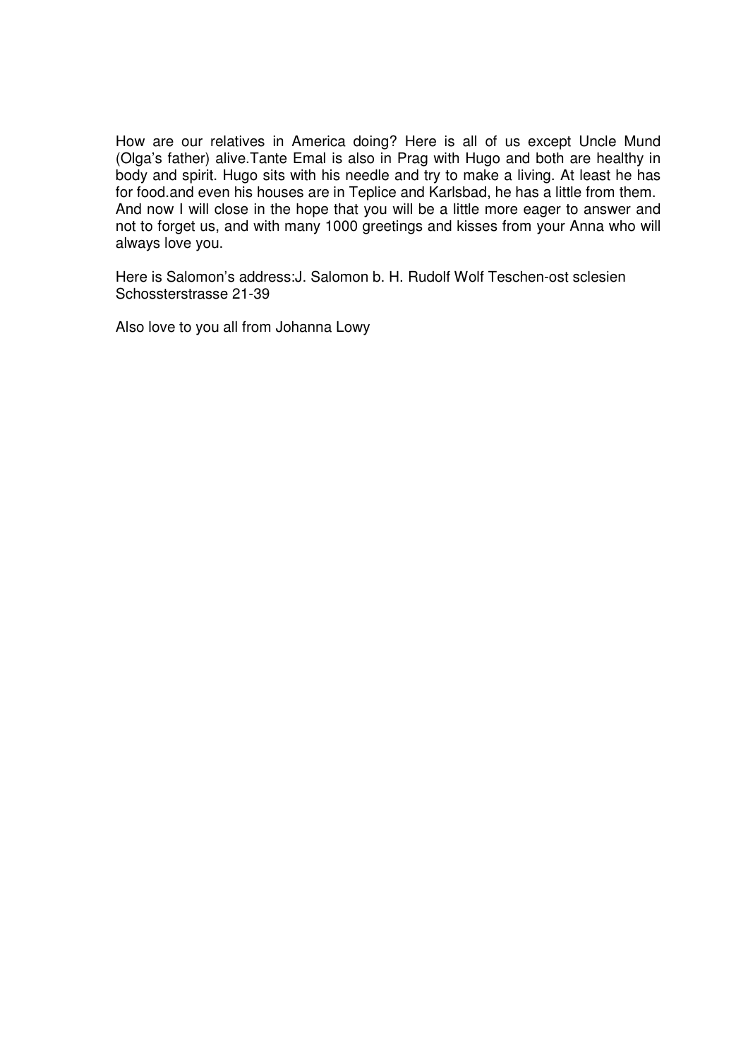How are our relatives in America doing? Here is all of us except Uncle Mund (Olga's father) alive.Tante Emal is also in Prag with Hugo and both are healthy in body and spirit. Hugo sits with his needle and try to make a living. At least he has for food.and even his houses are in Teplice and Karlsbad, he has a little from them.
And now I will close in the hope that you will be a little more eager to answer and not to forget us, and with many 1000 greetings and kisses from your Anna who will always love you.

Here is Salomon's address:J. Salomon b. H. Rudolf Wolf Teschen-ost sclesien Schossterstrasse 21-39

Also love to you all from Johanna Lowy